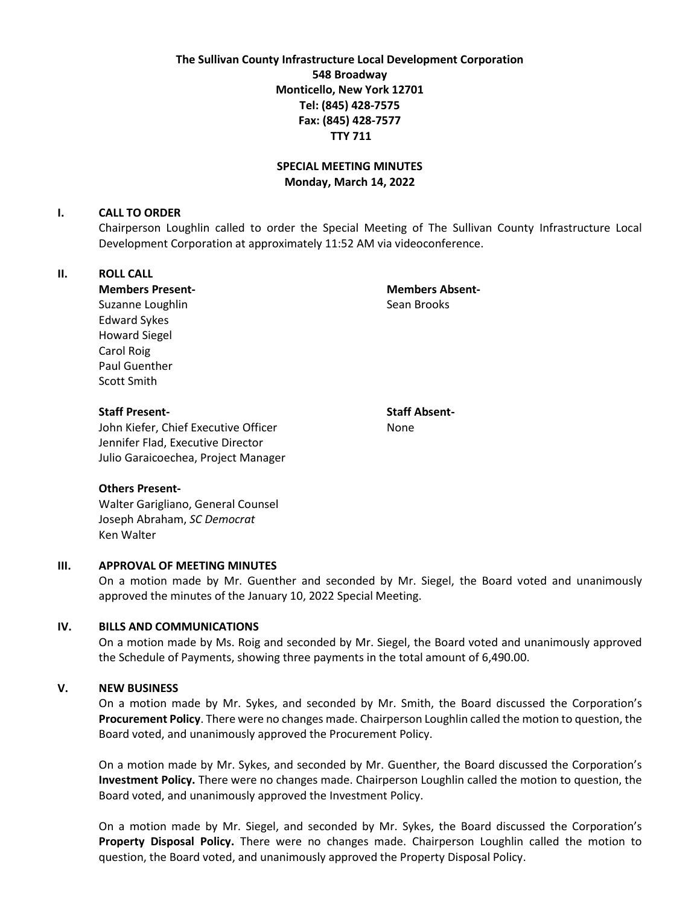**The Sullivan County Infrastructure Local Development Corporation**
**548 Broadway**
**Monticello, New York 12701**
**Tel: (845) 428-7575**
**Fax: (845) 428-7577**
**TTY 711**

**SPECIAL MEETING MINUTES**
**Monday, March 14, 2022**

## I. CALL TO ORDER

Chairperson Loughlin called to order the Special Meeting of The Sullivan County Infrastructure Local Development Corporation at approximately 11:52 AM via videoconference.

## II. ROLL CALL

**Members Present-**
Suzanne Loughlin
Edward Sykes
Howard Siegel
Carol Roig
Paul Guenther
Scott Smith

**Members Absent-**
Sean Brooks

**Staff Present-**
John Kiefer, Chief Executive Officer
Jennifer Flad, Executive Director
Julio Garaicoechea, Project Manager

**Staff Absent-**
None

**Others Present-**
Walter Garigliano, General Counsel
Joseph Abraham, *SC Democrat*
Ken Walter

## III. APPROVAL OF MEETING MINUTES

On a motion made by Mr. Guenther and seconded by Mr. Siegel, the Board voted and unanimously approved the minutes of the January 10, 2022 Special Meeting.

## IV. BILLS AND COMMUNICATIONS

On a motion made by Ms. Roig and seconded by Mr. Siegel, the Board voted and unanimously approved the Schedule of Payments, showing three payments in the total amount of 6,490.00.

## V. NEW BUSINESS

On a motion made by Mr. Sykes, and seconded by Mr. Smith, the Board discussed the Corporation's **Procurement Policy**. There were no changes made. Chairperson Loughlin called the motion to question, the Board voted, and unanimously approved the Procurement Policy.

On a motion made by Mr. Sykes, and seconded by Mr. Guenther, the Board discussed the Corporation's **Investment Policy.** There were no changes made. Chairperson Loughlin called the motion to question, the Board voted, and unanimously approved the Investment Policy.

On a motion made by Mr. Siegel, and seconded by Mr. Sykes, the Board discussed the Corporation's **Property Disposal Policy.** There were no changes made. Chairperson Loughlin called the motion to question, the Board voted, and unanimously approved the Property Disposal Policy.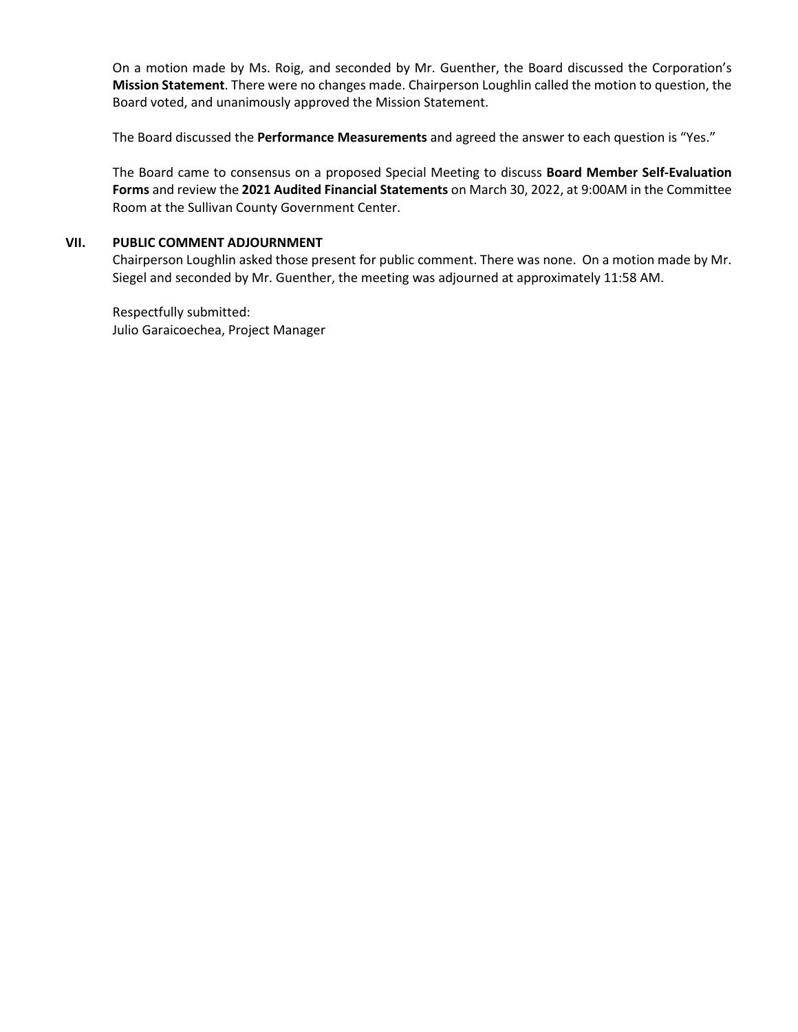On a motion made by Ms. Roig, and seconded by Mr. Guenther, the Board discussed the Corporation's **Mission Statement**. There were no changes made. Chairperson Loughlin called the motion to question, the Board voted, and unanimously approved the Mission Statement.

The Board discussed the **Performance Measurements** and agreed the answer to each question is "Yes."

The Board came to consensus on a proposed Special Meeting to discuss **Board Member Self-Evaluation Forms** and review the **2021 Audited Financial Statements** on March 30, 2022, at 9:00AM in the Committee Room at the Sullivan County Government Center.

## VII. PUBLIC COMMENT ADJOURNMENT

Chairperson Loughlin asked those present for public comment. There was none. On a motion made by Mr. Siegel and seconded by Mr. Guenther, the meeting was adjourned at approximately 11:58 AM.

Respectfully submitted:
Julio Garaicoechea, Project Manager